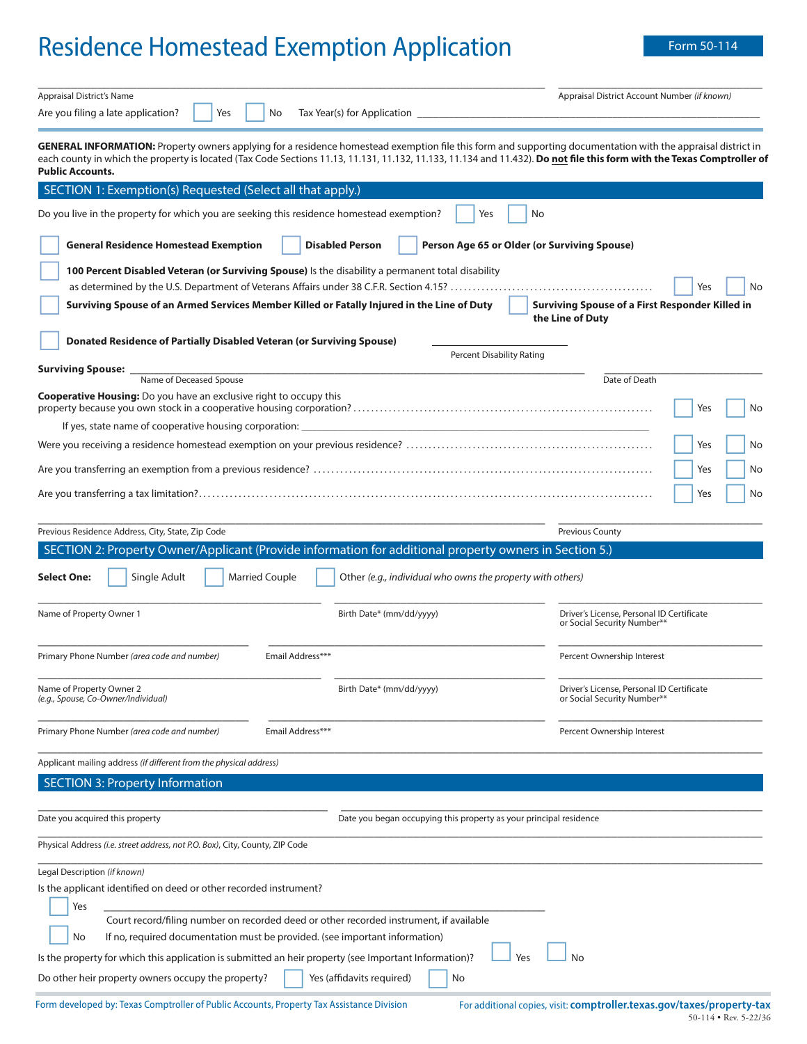# Residence Homestead Exemption Application

Form 50-114

Appraisal District's Name

Appraisal District Account Number *(if known)*

Are you filing a late application? ☐ Yes ☐ No Tax Year(s) for Application

**GENERAL INFORMATION:** Property owners applying for a residence homestead exemption file this form and supporting documentation with the appraisal district in each county in which the property is located (Tax Code Sections 11.13, 11.131, 11.132, 11.133, 11.134 and 11.432). **Do not file this form with the Texas Comptroller of Public Accounts.**

## SECTION 1: Exemption(s) Requested (Select all that apply.)

Do you live in the property for which you are seeking this residence homestead exemption? ☐ Yes ☐ No

☐ **General Residence Homestead Exemption** ☐ **Disabled Person** ☐ **Person Age 65 or Older (or Surviving Spouse)**

☐ **100 Percent Disabled Veteran (or Surviving Spouse)** Is the disability a permanent total disability as determined by the U.S. Department of Veterans Affairs under 38 C.F.R. Section 4.15? ☐ Yes ☐ No

☐ **Surviving Spouse of an Armed Services Member Killed or Fatally Injured in the Line of Duty** ☐ **Surviving Spouse of a First Responder Killed in the Line of Duty**

☐ **Donated Residence of Partially Disabled Veteran (or Surviving Spouse)** Percent Disability Rating

**Surviving Spouse:** Name of Deceased Spouse Date of Death

**Cooperative Housing:** Do you have an exclusive right to occupy this property because you own stock in a cooperative housing corporation? ☐ Yes ☐ No

If yes, state name of cooperative housing corporation:

Were you receiving a residence homestead exemption on your previous residence? ☐ Yes ☐ No

Are you transferring an exemption from a previous residence? ☐ Yes ☐ No

Are you transferring a tax limitation? ☐ Yes ☐ No

Previous Residence Address, City, State, Zip Code

Previous County

## SECTION 2: Property Owner/Applicant (Provide information for additional property owners in Section 5.)

**Select One:** ☐ Single Adult ☐ Married Couple ☐ Other *(e.g., individual who owns the property with others)*

Name of Property Owner 1

Birth Date* (mm/dd/yyyy)

Driver's License, Personal ID Certificate or Social Security Number**

Primary Phone Number *(area code and number)*

Email Address***

Percent Ownership Interest

Name of Property Owner 2 *(e.g., Spouse, Co-Owner/Individual)*

Birth Date* (mm/dd/yyyy)

Driver's License, Personal ID Certificate or Social Security Number**

Primary Phone Number *(area code and number)*

Email Address***

Percent Ownership Interest

Applicant mailing address *(if different from the physical address)*

## SECTION 3: Property Information

Date you acquired this property

Date you began occupying this property as your principal residence

Physical Address *(i.e. street address, not P.O. Box)*, City, County, ZIP Code

Legal Description *(if known)*

Is the applicant identified on deed or other recorded instrument?

☐ Yes Court record/filing number on recorded deed or other recorded instrument, if available

☐ No If no, required documentation must be provided. (see important information)

Is the property for which this application is submitted an heir property (see Important Information)? ☐ Yes ☐ No

Do other heir property owners occupy the property? ☐ Yes (affidavits required) ☐ No

Form developed by: Texas Comptroller of Public Accounts, Property Tax Assistance Division

For additional copies, visit: **comptroller.texas.gov/taxes/property-tax**

50-114 • Rev. 5-22/36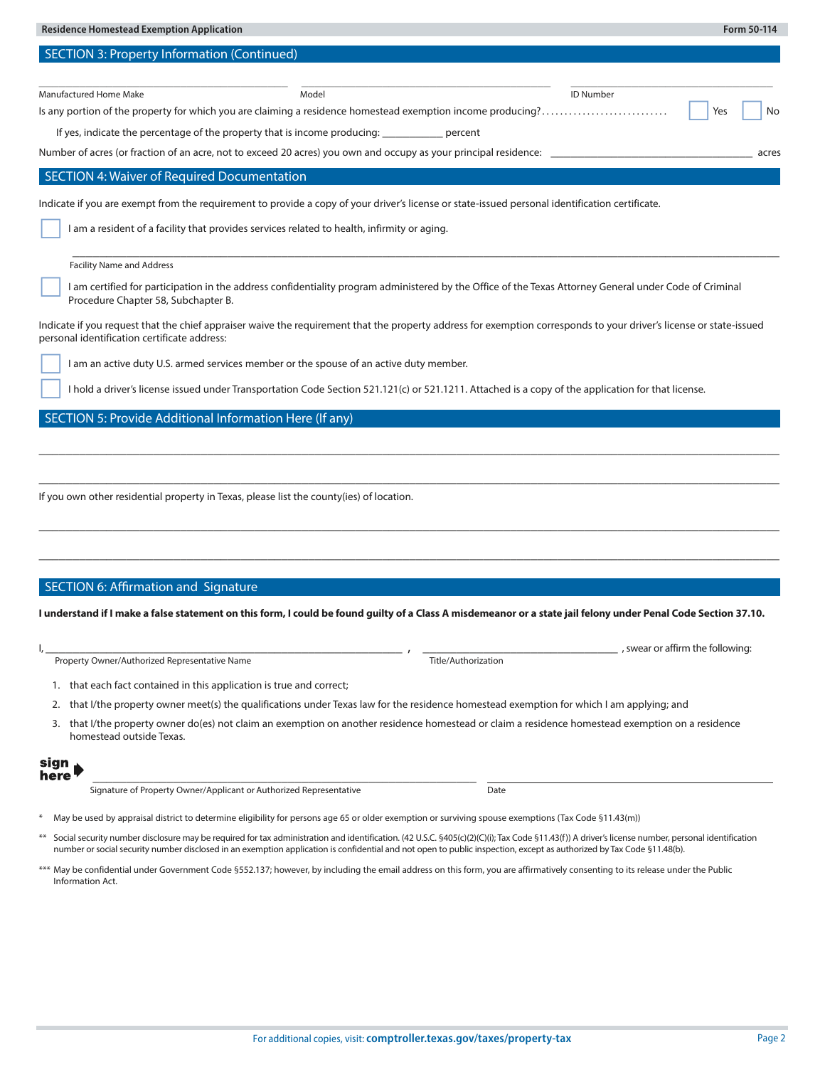## SECTION 3: Property Information (Continued)

______________________________ ______________________________ ______________________________
Manufactured Home Make Model ID Number

Is any portion of the property for which you are claiming a residence homestead exemption income producing? ............................ ☐ Yes ☐ No

If yes, indicate the percentage of the property that is income producing: ___________ percent

Number of acres (or fraction of an acre, not to exceed 20 acres) you own and occupy as your principal residence: ______________________________ acres

## SECTION 4: Waiver of Required Documentation

Indicate if you are exempt from the requirement to provide a copy of your driver's license or state-issued personal identification certificate.

☐ I am a resident of a facility that provides services related to health, infirmity or aging.

______________________________________________________________________
Facility Name and Address

☐ I am certified for participation in the address confidentiality program administered by the Office of the Texas Attorney General under Code of Criminal Procedure Chapter 58, Subchapter B.

Indicate if you request that the chief appraiser waive the requirement that the property address for exemption corresponds to your driver's license or state-issued personal identification certificate address:

☐ I am an active duty U.S. armed services member or the spouse of an active duty member.

☐ I hold a driver's license issued under Transportation Code Section 521.121(c) or 521.1211. Attached is a copy of the application for that license.

## SECTION 5: Provide Additional Information Here (If any)

______________________________________________________________________

______________________________________________________________________

If you own other residential property in Texas, please list the county(ies) of location.

______________________________________________________________________

______________________________________________________________________

## SECTION 6: Affirmation and Signature

**I understand if I make a false statement on this form, I could be found guilty of a Class A misdemeanor or a state jail felony under Penal Code Section 37.10.**

I, ______________________________________ , ______________________________ , swear or affirm the following:
Property Owner/Authorized Representative Name Title/Authorization

1. that each fact contained in this application is true and correct;
2. that I/the property owner meet(s) the qualifications under Texas law for the residence homestead exemption for which I am applying; and
3. that I/the property owner do(es) not claim an exemption on another residence homestead or claim a residence homestead exemption on a residence homestead outside Texas.

**sign here** ______________________________________ ______________________________
Signature of Property Owner/Applicant or Authorized Representative Date

\* May be used by appraisal district to determine eligibility for persons age 65 or older exemption or surviving spouse exemptions (Tax Code §11.43(m))

\*\* Social security number disclosure may be required for tax administration and identification. (42 U.S.C. §405(c)(2)(C)(i); Tax Code §11.43(f)) A driver's license number, personal identification number or social security number disclosed in an exemption application is confidential and not open to public inspection, except as authorized by Tax Code §11.48(b).

\*\*\* May be confidential under Government Code §552.137; however, by including the email address on this form, you are affirmatively consenting to its release under the Public Information Act.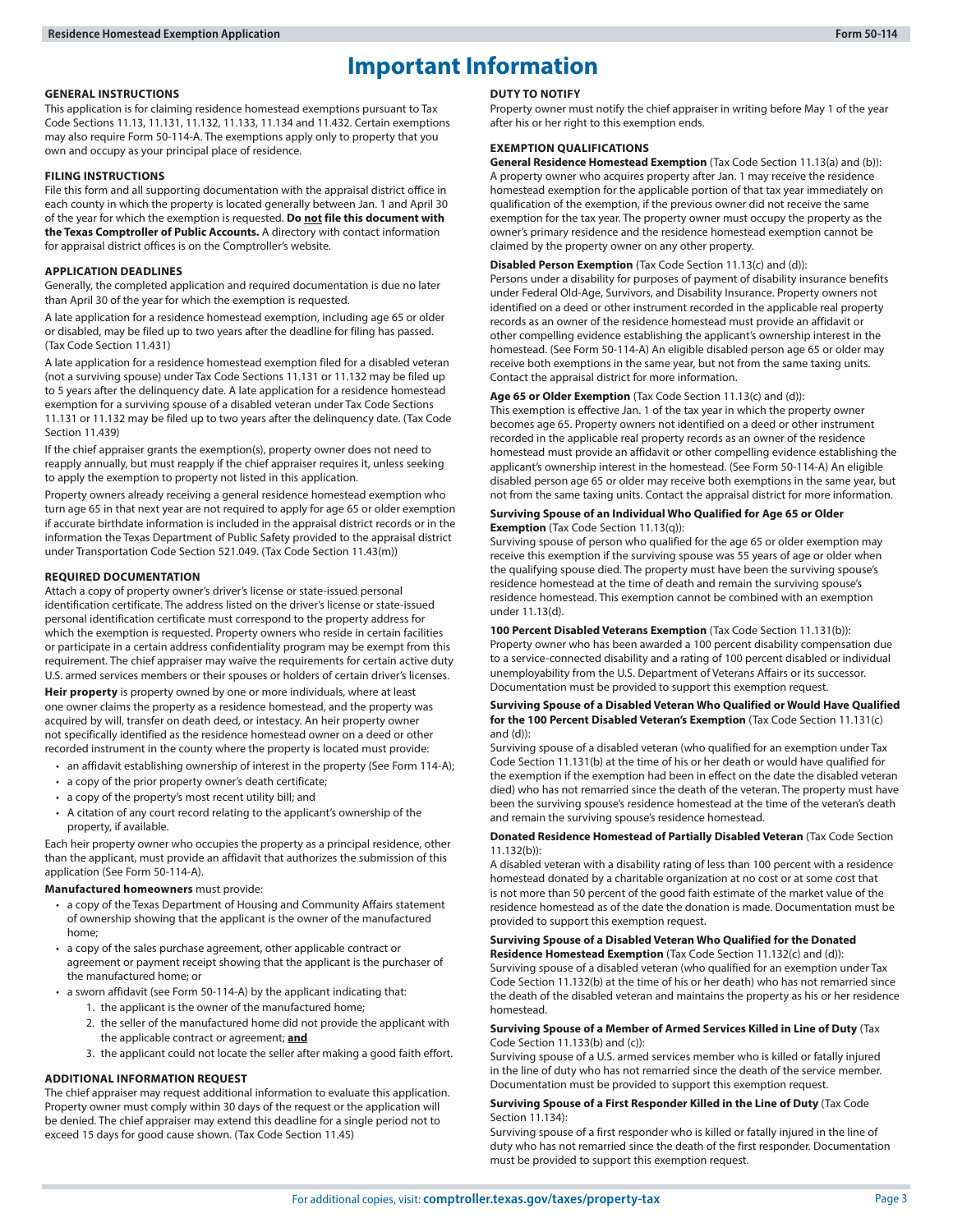# Important Information

## GENERAL INSTRUCTIONS

This application is for claiming residence homestead exemptions pursuant to Tax Code Sections 11.13, 11.131, 11.132, 11.133, 11.134 and 11.432. Certain exemptions may also require Form 50-114-A. The exemptions apply only to property that you own and occupy as your principal place of residence.

## FILING INSTRUCTIONS

File this form and all supporting documentation with the appraisal district office in each county in which the property is located generally between Jan. 1 and April 30 of the year for which the exemption is requested. **Do not file this document with the Texas Comptroller of Public Accounts.** A directory with contact information for appraisal district offices is on the Comptroller's website.

## APPLICATION DEADLINES

Generally, the completed application and required documentation is due no later than April 30 of the year for which the exemption is requested.

A late application for a residence homestead exemption, including age 65 or older or disabled, may be filed up to two years after the deadline for filing has passed. (Tax Code Section 11.431)

A late application for a residence homestead exemption filed for a disabled veteran (not a surviving spouse) under Tax Code Sections 11.131 or 11.132 may be filed up to 5 years after the delinquency date. A late application for a residence homestead exemption for a surviving spouse of a disabled veteran under Tax Code Sections 11.131 or 11.132 may be filed up to two years after the delinquency date. (Tax Code Section 11.439)

If the chief appraiser grants the exemption(s), property owner does not need to reapply annually, but must reapply if the chief appraiser requires it, unless seeking to apply the exemption to property not listed in this application.

Property owners already receiving a general residence homestead exemption who turn age 65 in that next year are not required to apply for age 65 or older exemption if accurate birthdate information is included in the appraisal district records or in the information the Texas Department of Public Safety provided to the appraisal district under Transportation Code Section 521.049. (Tax Code Section 11.43(m))

## REQUIRED DOCUMENTATION

Attach a copy of property owner's driver's license or state-issued personal identification certificate. The address listed on the driver's license or state-issued personal identification certificate must correspond to the property address for which the exemption is requested. Property owners who reside in certain facilities or participate in a certain address confidentiality program may be exempt from this requirement. The chief appraiser may waive the requirements for certain active duty U.S. armed services members or their spouses or holders of certain driver's licenses.

**Heir property** is property owned by one or more individuals, where at least one owner claims the property as a residence homestead, and the property was acquired by will, transfer on death deed, or intestacy. An heir property owner not specifically identified as the residence homestead owner on a deed or other recorded instrument in the county where the property is located must provide:

- an affidavit establishing ownership of interest in the property (See Form 114-A);
- a copy of the prior property owner's death certificate;
- a copy of the property's most recent utility bill; and
- A citation of any court record relating to the applicant's ownership of the property, if available.

Each heir property owner who occupies the property as a principal residence, other than the applicant, must provide an affidavit that authorizes the submission of this application (See Form 50-114-A).

**Manufactured homeowners** must provide:

- a copy of the Texas Department of Housing and Community Affairs statement of ownership showing that the applicant is the owner of the manufactured home;
- a copy of the sales purchase agreement, other applicable contract or agreement or payment receipt showing that the applicant is the purchaser of the manufactured home; or
- a sworn affidavit (see Form 50-114-A) by the applicant indicating that:
  1. the applicant is the owner of the manufactured home;
  2. the seller of the manufactured home did not provide the applicant with the applicable contract or agreement; **and**
  3. the applicant could not locate the seller after making a good faith effort.

## ADDITIONAL INFORMATION REQUEST

The chief appraiser may request additional information to evaluate this application. Property owner must comply within 30 days of the request or the application will be denied. The chief appraiser may extend this deadline for a single period not to exceed 15 days for good cause shown. (Tax Code Section 11.45)

## DUTY TO NOTIFY

Property owner must notify the chief appraiser in writing before May 1 of the year after his or her right to this exemption ends.

## EXEMPTION QUALIFICATIONS

**General Residence Homestead Exemption** (Tax Code Section 11.13(a) and (b)): A property owner who acquires property after Jan. 1 may receive the residence homestead exemption for the applicable portion of that tax year immediately on qualification of the exemption, if the previous owner did not receive the same exemption for the tax year. The property owner must occupy the property as the owner's primary residence and the residence homestead exemption cannot be claimed by the property owner on any other property.

**Disabled Person Exemption** (Tax Code Section 11.13(c) and (d)): Persons under a disability for purposes of payment of disability insurance benefits under Federal Old-Age, Survivors, and Disability Insurance. Property owners not identified on a deed or other instrument recorded in the applicable real property records as an owner of the residence homestead must provide an affidavit or other compelling evidence establishing the applicant's ownership interest in the homestead. (See Form 50-114-A) An eligible disabled person age 65 or older may receive both exemptions in the same year, but not from the same taxing units. Contact the appraisal district for more information.

**Age 65 or Older Exemption** (Tax Code Section 11.13(c) and (d)): This exemption is effective Jan. 1 of the tax year in which the property owner becomes age 65. Property owners not identified on a deed or other instrument recorded in the applicable real property records as an owner of the residence homestead must provide an affidavit or other compelling evidence establishing the applicant's ownership interest in the homestead. (See Form 50-114-A) An eligible disabled person age 65 or older may receive both exemptions in the same year, but not from the same taxing units. Contact the appraisal district for more information.

**Surviving Spouse of an Individual Who Qualified for Age 65 or Older Exemption** (Tax Code Section 11.13(q)): Surviving spouse of person who qualified for the age 65 or older exemption may receive this exemption if the surviving spouse was 55 years of age or older when the qualifying spouse died. The property must have been the surviving spouse's residence homestead at the time of death and remain the surviving spouse's residence homestead. This exemption cannot be combined with an exemption under 11.13(d).

**100 Percent Disabled Veterans Exemption** (Tax Code Section 11.131(b)): Property owner who has been awarded a 100 percent disability compensation due to a service-connected disability and a rating of 100 percent disabled or individual unemployability from the U.S. Department of Veterans Affairs or its successor. Documentation must be provided to support this exemption request.

**Surviving Spouse of a Disabled Veteran Who Qualified or Would Have Qualified for the 100 Percent Disabled Veteran's Exemption** (Tax Code Section 11.131(c) and (d)): Surviving spouse of a disabled veteran (who qualified for an exemption under Tax Code Section 11.131(b) at the time of his or her death or would have qualified for the exemption if the exemption had been in effect on the date the disabled veteran died) who has not remarried since the death of the veteran. The property must have been the surviving spouse's residence homestead at the time of the veteran's death and remain the surviving spouse's residence homestead.

**Donated Residence Homestead of Partially Disabled Veteran** (Tax Code Section 11.132(b)): A disabled veteran with a disability rating of less than 100 percent with a residence homestead donated by a charitable organization at no cost or at some cost that is not more than 50 percent of the good faith estimate of the market value of the residence homestead as of the date the donation is made. Documentation must be provided to support this exemption request.

**Surviving Spouse of a Disabled Veteran Who Qualified for the Donated Residence Homestead Exemption** (Tax Code Section 11.132(c) and (d)): Surviving spouse of a disabled veteran (who qualified for an exemption under Tax Code Section 11.132(b) at the time of his or her death) who has not remarried since the death of the disabled veteran and maintains the property as his or her residence homestead.

**Surviving Spouse of a Member of Armed Services Killed in Line of Duty** (Tax Code Section 11.133(b) and (c)): Surviving spouse of a U.S. armed services member who is killed or fatally injured in the line of duty who has not remarried since the death of the service member. Documentation must be provided to support this exemption request.

**Surviving Spouse of a First Responder Killed in the Line of Duty** (Tax Code Section 11.134): Surviving spouse of a first responder who is killed or fatally injured in the line of duty who has not remarried since the death of the first responder. Documentation must be provided to support this exemption request.